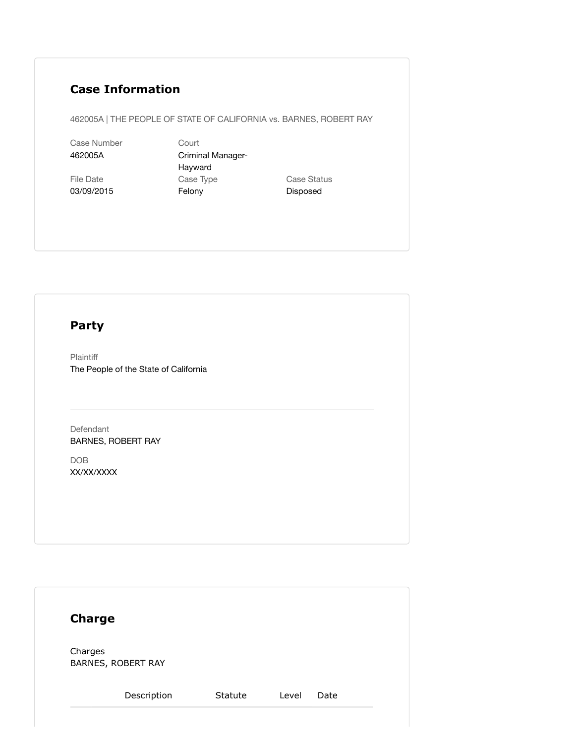## Case Information

462005A | THE PEOPLE OF STATE OF CALIFORNIA vs. BARNES, ROBERT RAY

| Case Number | Court | |
|---|---|---|
| 462005A | Criminal Manager-Hayward | |
| **File Date** | **Case Type** | **Case Status** |
| 03/09/2015 | Felony | Disposed |

## Party

Plaintiff
The People of the State of California

Defendant
BARNES, ROBERT RAY

DOB
XX/XX/XXXX

## Charge

Charges
BARNES, ROBERT RAY

| Description | Statute | Level | Date |
|---|---|---|---|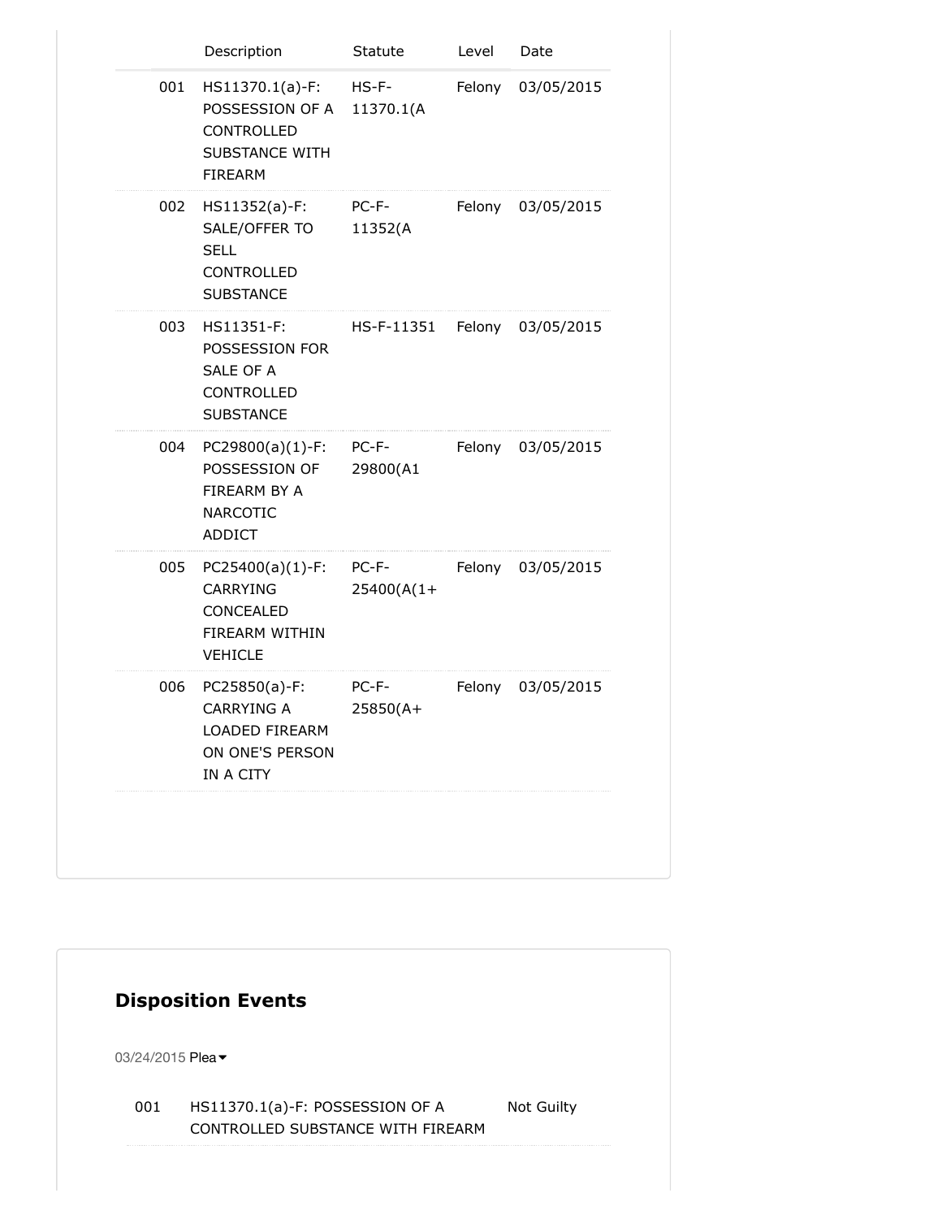| | Description | Statute | Level | Date |
|---|---|---|---|---|
| 001 | HS11370.1(a)-F: POSSESSION OF A CONTROLLED SUBSTANCE WITH FIREARM | HS-F-11370.1(A | Felony | 03/05/2015 |
| 002 | HS11352(a)-F: SALE/OFFER TO SELL CONTROLLED SUBSTANCE | PC-F-11352(A | Felony | 03/05/2015 |
| 003 | HS11351-F: POSSESSION FOR SALE OF A CONTROLLED SUBSTANCE | HS-F-11351 | Felony | 03/05/2015 |
| 004 | PC29800(a)(1)-F: POSSESSION OF FIREARM BY A NARCOTIC ADDICT | PC-F-29800(A1 | Felony | 03/05/2015 |
| 005 | PC25400(a)(1)-F: CARRYING CONCEALED FIREARM WITHIN VEHICLE | PC-F-25400(A(1+ | Felony | 03/05/2015 |
| 006 | PC25850(a)-F: CARRYING A LOADED FIREARM ON ONE'S PERSON IN A CITY | PC-F-25850(A+ | Felony | 03/05/2015 |

## Disposition Events

03/24/2015 Plea

| | | |
|---|---|---|
| 001 | HS11370.1(a)-F: POSSESSION OF A CONTROLLED SUBSTANCE WITH FIREARM | Not Guilty |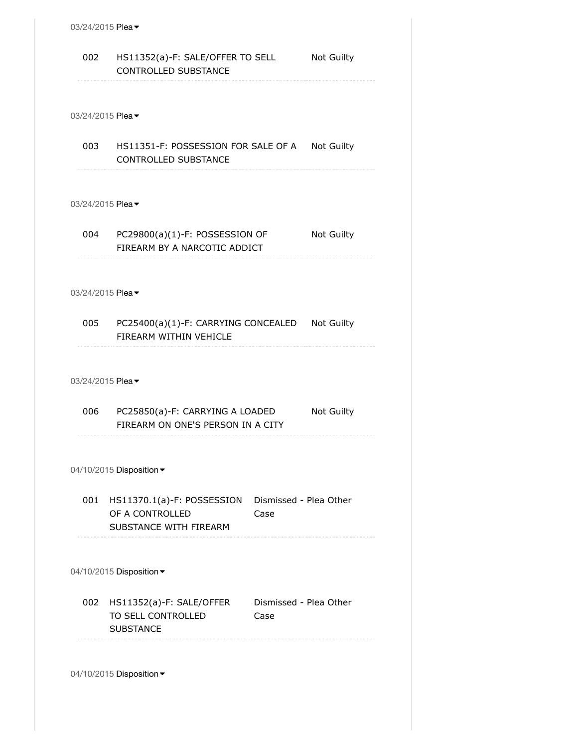03/24/2015 Plea

| | | |
|---|---|---|
| 002 | HS11352(a)-F: SALE/OFFER TO SELL CONTROLLED SUBSTANCE | Not Guilty |

03/24/2015 Plea

| | | |
|---|---|---|
| 003 | HS11351-F: POSSESSION FOR SALE OF A CONTROLLED SUBSTANCE | Not Guilty |

03/24/2015 Plea

| | | |
|---|---|---|
| 004 | PC29800(a)(1)-F: POSSESSION OF FIREARM BY A NARCOTIC ADDICT | Not Guilty |

03/24/2015 Plea

| | | |
|---|---|---|
| 005 | PC25400(a)(1)-F: CARRYING CONCEALED FIREARM WITHIN VEHICLE | Not Guilty |

03/24/2015 Plea

| | | |
|---|---|---|
| 006 | PC25850(a)-F: CARRYING A LOADED FIREARM ON ONE'S PERSON IN A CITY | Not Guilty |

04/10/2015 Disposition

| | | |
|---|---|---|
| 001 | HS11370.1(a)-F: POSSESSION OF A CONTROLLED SUBSTANCE WITH FIREARM | Dismissed - Plea Other Case |

04/10/2015 Disposition

| | | |
|---|---|---|
| 002 | HS11352(a)-F: SALE/OFFER TO SELL CONTROLLED SUBSTANCE | Dismissed - Plea Other Case |

04/10/2015 Disposition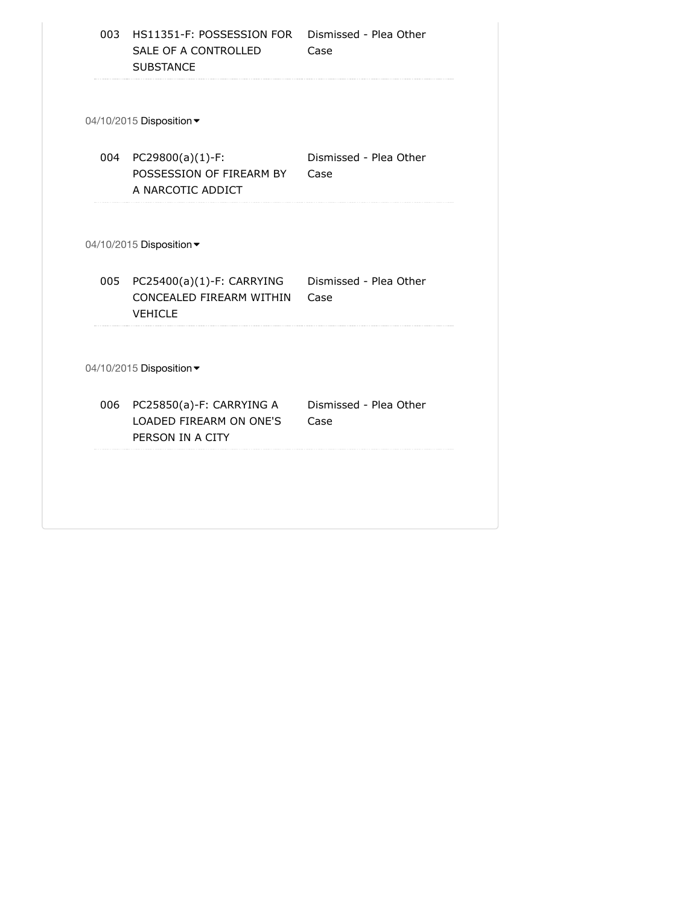| | | |
|---|---|---|
| 003 | HS11351-F: POSSESSION FOR SALE OF A CONTROLLED SUBSTANCE | Dismissed - Plea Other Case |

04/10/2015 Disposition

| | | |
|---|---|---|
| 004 | PC29800(a)(1)-F: POSSESSION OF FIREARM BY A NARCOTIC ADDICT | Dismissed - Plea Other Case |

04/10/2015 Disposition

| | | |
|---|---|---|
| 005 | PC25400(a)(1)-F: CARRYING CONCEALED FIREARM WITHIN VEHICLE | Dismissed - Plea Other Case |

04/10/2015 Disposition

| | | |
|---|---|---|
| 006 | PC25850(a)-F: CARRYING A LOADED FIREARM ON ONE'S PERSON IN A CITY | Dismissed - Plea Other Case |